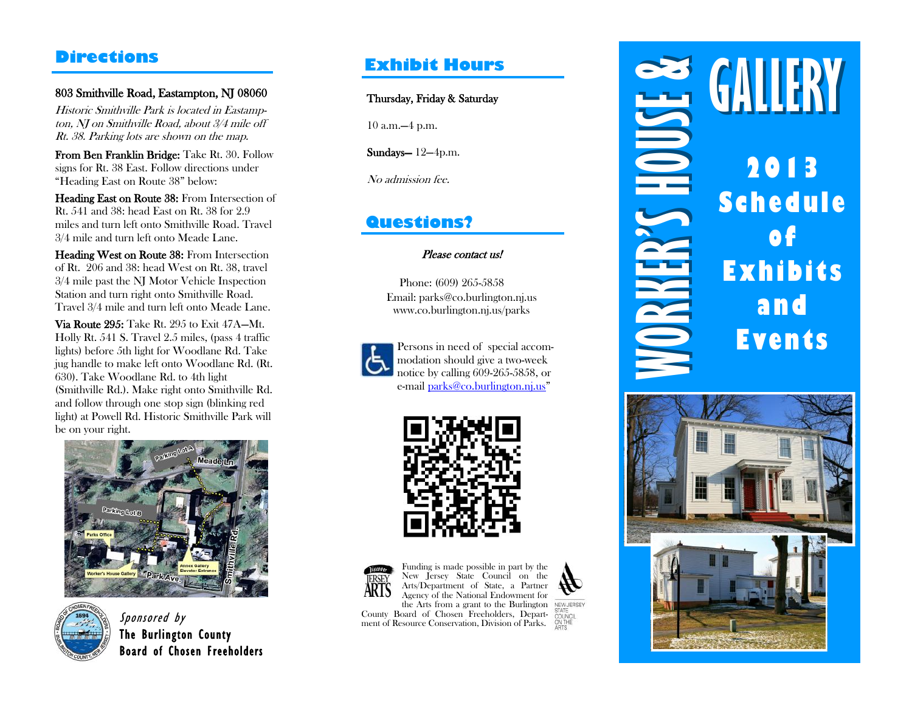## Directions

**803 Smithville Road, Eastampton, NJ 08060**

*Historic Smithville Park is located in Eastampton, NJ on Smithville Road, about 3/4 mile off Rt. 38. Parking lots are shown on the map.*

**From Ben Franklin Bridge:** Take Rt. 30. Follow signs for Rt. 38 East. Follow directions under "Heading East on Route 38" below:

**Heading East on Route 38:** From Intersection of Rt. 541 and 38: head East on Rt. 38 for 2.9 miles and turn left onto Smithville Road. Travel 3/4 mile and turn left onto Meade Lane.

**Heading West on Route 38:** From Intersection of Rt. 206 and 38: head West on Rt. 38, travel 3/4 mile past the NJ Motor Vehicle Inspection Station and turn right onto Smithville Road. Travel 3/4 mile and turn left onto Meade Lane.

**Via Route 295:** Take Rt. 295 to Exit 47A—Mt. Holly Rt. 541 S. Travel 2.5 miles, (pass 4 traffic lights) before 5th light for Woodlane Rd. Take jug handle to make left onto Woodlane Rd. (Rt. 630). Take Woodlane Rd. to 4th light (Smithville Rd.). Make right onto Smithville Rd. and follow through one stop sign (blinking red light) at Powell Rd. Historic Smithville Park will be on your right.

*Sponsored by*
**The Burlington County Board of Chosen Freeholders**

## Exhibit Hours

**Thursday, Friday & Saturday**

10 a.m.—4 p.m.

**Sundays—** 12—4p.m.

*No admission fee.*

## Questions?

*Please contact us!*

Phone: (609) 265-5858
Email: parks@co.burlington.nj.us
www.co.burlington.nj.us/parks

Persons in need of special accommodation should give a two-week notice by calling 609-265-5858, or e-mail parks@co.burlington.nj.us"

Funding is made possible in part by the New Jersey State Council on the Arts/Department of State, a Partner Agency of the National Endowment for the Arts from a grant to the Burlington County Board of Chosen Freeholders, Department of Resource Conservation, Division of Parks.

# WORKER'S HOUSE & GALLERY

## 2013 Schedule of Exhibits and Events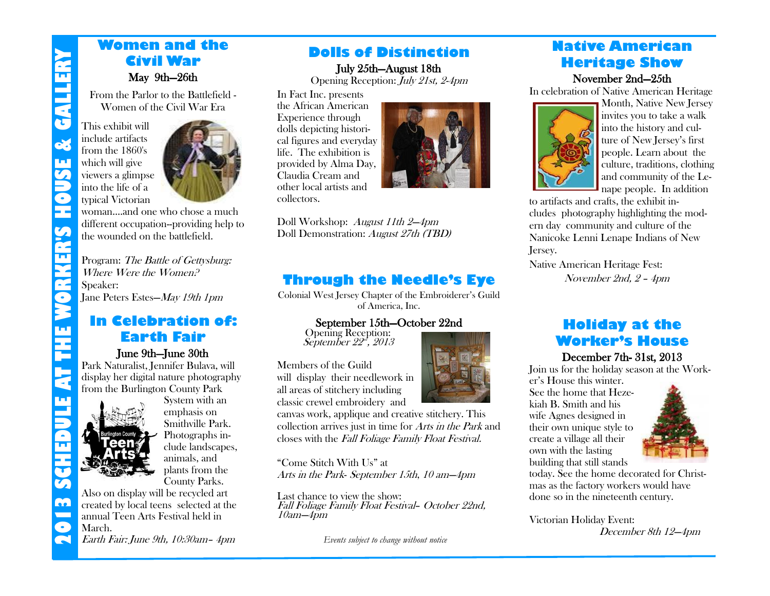# 2013 SCHEDULE AT THE WORKER'S HOUSE & GALLERY

## Women and the Civil War

May 9th—26th

From the Parlor to the Battlefield - Women of the Civil War Era

This exhibit will include artifacts from the 1860's which will give viewers a glimpse into the life of a typical Victorian woman....and one who chose a much different occupation--providing help to the wounded on the battlefield.

Program: *The Battle of Gettysburg: Where Were the Women?*
Speaker:
Jane Peters Estes—*May 19th 1pm*

## In Celebration of: Earth Fair

June 9th—June 30th

Park Naturalist, Jennifer Bulava, will display her digital nature photography from the Burlington County Park System with an emphasis on Smithville Park. Photographs include landscapes, animals, and plants from the County Parks.

Also on display will be recycled art created by local teens selected at the annual Teen Arts Festival held in March.

*Earth Fair: June 9th, 10:30am– 4pm*

## Dolls of Distinction

July 25th—August 18th

Opening Reception: *July 21st, 2-4pm*

In Fact Inc. presents the African American Experience through dolls depicting historical figures and everyday life. The exhibition is provided by Alma Day, Claudia Cream and other local artists and collectors.

Doll Workshop: *August 11th 2—4pm*
Doll Demonstration: *August 27th (TBD)*

## Through the Needle's Eye

Colonial West Jersey Chapter of the Embroiderer's Guild of America, Inc.

September 15th—October 22nd

Opening Reception:
*September 22nd, 2013*

Members of the Guild will display their needlework in all areas of stitchery including classic crewel embroidery and canvas work, applique and creative stitchery. This collection arrives just in time for *Arts in the Park* and closes with the *Fall Foliage Family Float Festival.*

"Come Stitch With Us" at
*Arts in the Park- September 15th, 10 am—4pm*

Last chance to view the show:
*Fall Foliage Family Float Festival– October 22nd, 10am—4pm*

*Events subject to change without notice*

## Native American Heritage Show

November 2nd—25th

In celebration of Native American Heritage Month, Native New Jersey invites you to take a walk into the history and culture of New Jersey's first people. Learn about the culture, traditions, clothing and community of the Lenape people. In addition to artifacts and crafts, the exhibit includes photography highlighting the modern day community and culture of the Nanicoke Lenni Lenape Indians of New Jersey.

Native American Heritage Fest:
*November 2nd, 2 – 4pm*

## Holiday at the Worker's House

December 7th- 31st, 2013

Join us for the holiday season at the Worker's House this winter. See the home that Hezekiah B. Smith and his wife Agnes designed in their own unique style to create a village all their own with the lasting building that still stands today. See the home decorated for Christmas as the factory workers would have done so in the nineteenth century.

Victorian Holiday Event:
*December 8th 12—4pm*